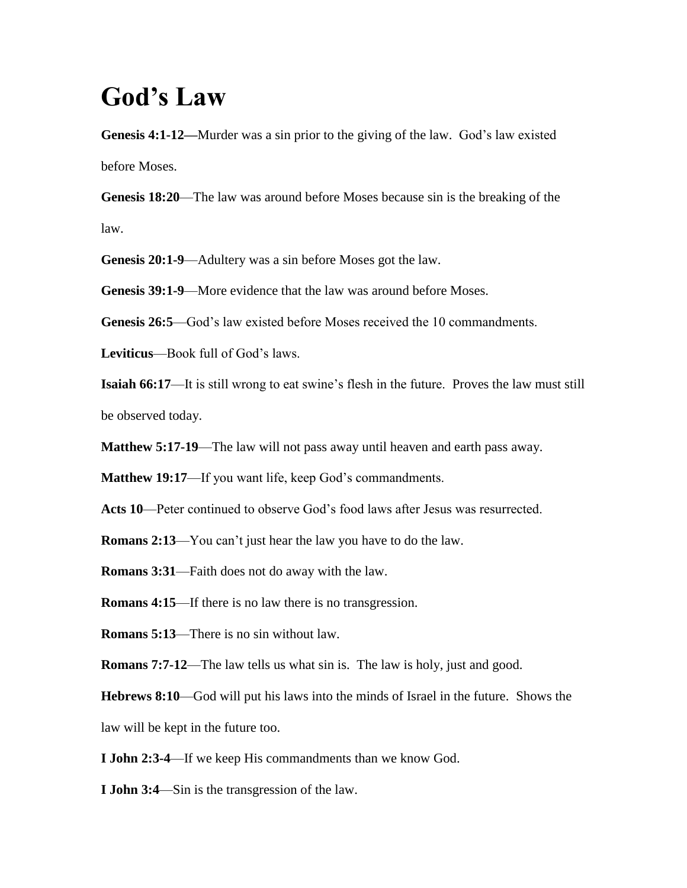# God's Law

**Genesis 4:1-12—**Murder was a sin prior to the giving of the law. God's law existed before Moses.

**Genesis 18:20**—The law was around before Moses because sin is the breaking of the law.

**Genesis 20:1-9**—Adultery was a sin before Moses got the law.

**Genesis 39:1-9**—More evidence that the law was around before Moses.

**Genesis 26:5**—God's law existed before Moses received the 10 commandments.

**Leviticus**—Book full of God's laws.

**Isaiah 66:17**—It is still wrong to eat swine's flesh in the future. Proves the law must still be observed today.

**Matthew 5:17-19**—The law will not pass away until heaven and earth pass away.

**Matthew 19:17**—If you want life, keep God's commandments.

**Acts 10**—Peter continued to observe God's food laws after Jesus was resurrected.

**Romans 2:13**—You can't just hear the law you have to do the law.

**Romans 3:31**—Faith does not do away with the law.

**Romans 4:15**—If there is no law there is no transgression.

**Romans 5:13**—There is no sin without law.

**Romans 7:7-12**—The law tells us what sin is. The law is holy, just and good.

**Hebrews 8:10**—God will put his laws into the minds of Israel in the future. Shows the law will be kept in the future too.

**I John 2:3-4**—If we keep His commandments than we know God.

**I John 3:4**—Sin is the transgression of the law.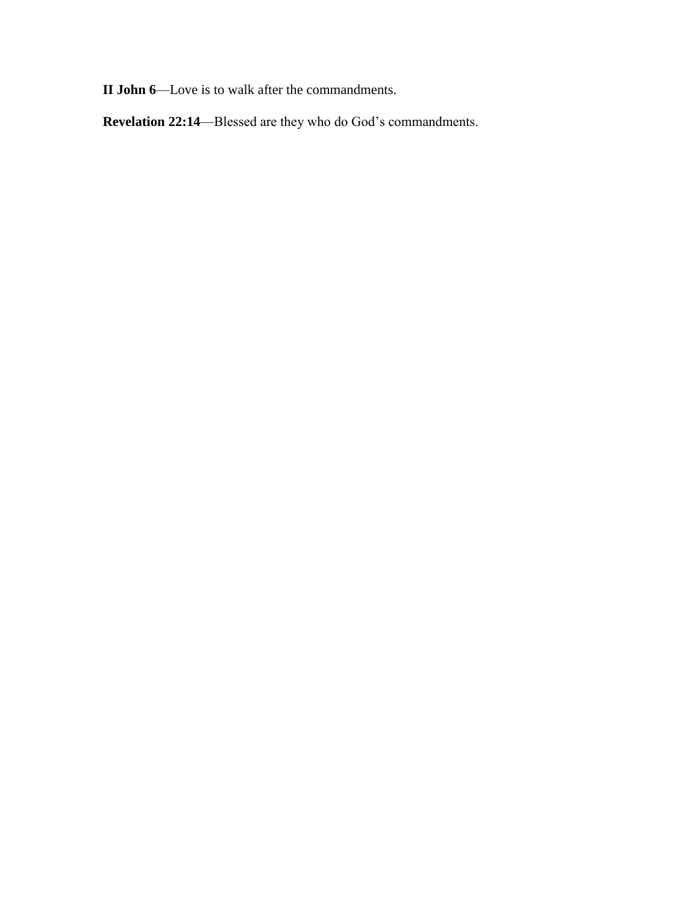**II John 6**—Love is to walk after the commandments.

**Revelation 22:14**—Blessed are they who do God’s commandments.